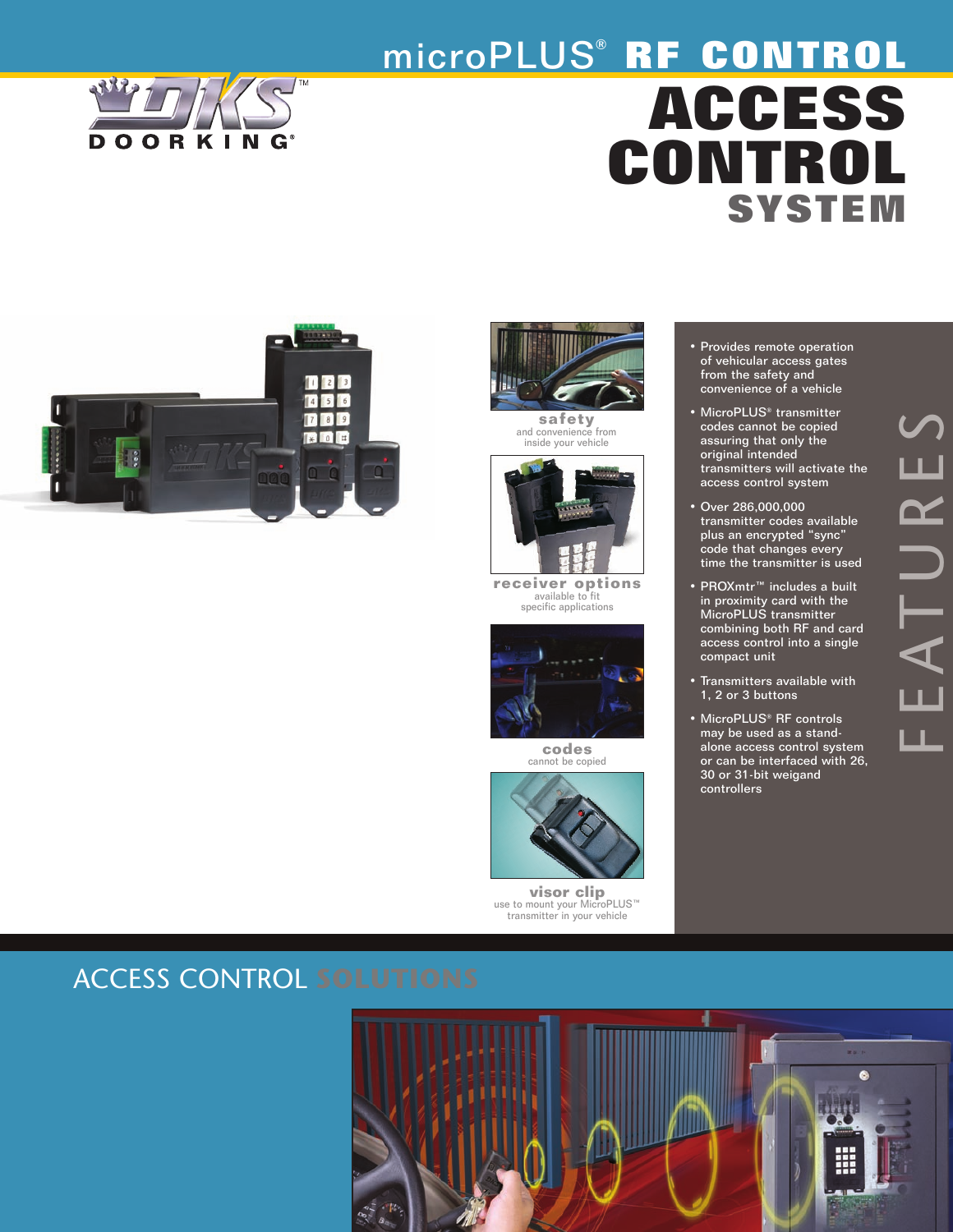# microPLUS® RF CONTROL ACCESS CONTROL SYSTEM

DOORKING®

**safety**
and convenience from inside your vehicle

**receiver options**
available to fit specific applications

**codes**
cannot be copied

**visor clip**
use to mount your MicroPLUS™ transmitter in your vehicle

## FEATURES

- Provides remote operation of vehicular access gates from the safety and convenience of a vehicle
- MicroPLUS® transmitter codes cannot be copied assuring that only the original intended transmitters will activate the access control system
- Over 286,000,000 transmitter codes available plus an encrypted "sync" code that changes every time the transmitter is used
- PROXmtr™ includes a built in proximity card with the MicroPLUS transmitter combining both RF and card access control into a single compact unit
- Transmitters available with 1, 2 or 3 buttons
- MicroPLUS® RF controls may be used as a stand-alone access control system or can be interfaced with 26, 30 or 31-bit weigand controllers

## ACCESS CONTROL SOLUTIONS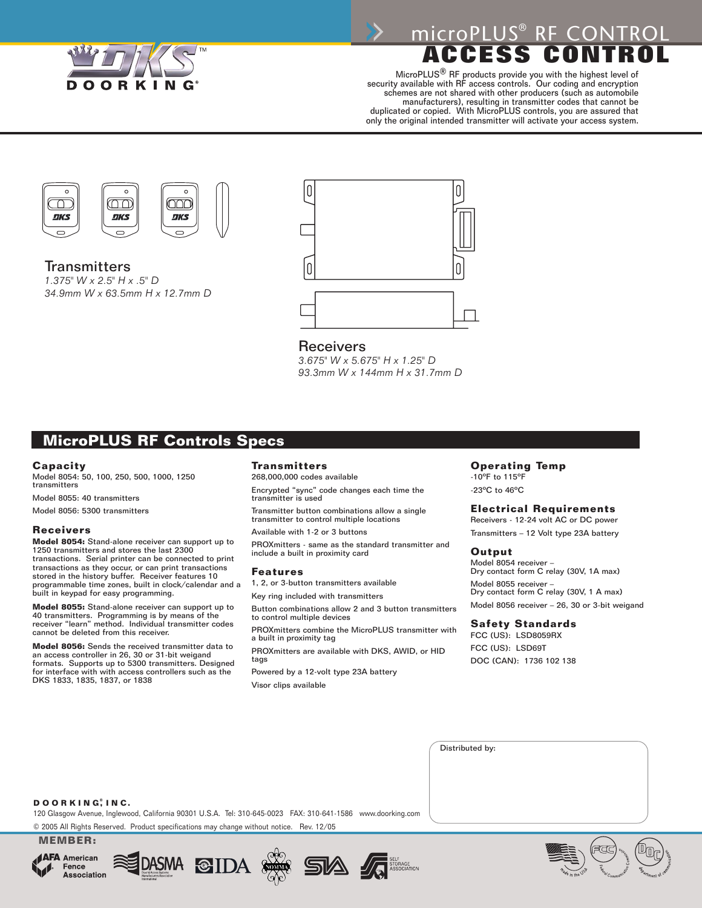# microPLUS® RF CONTROL

## ACCESS CONTROL

MicroPLUS® RF products provide you with the highest level of security available with RF access controls. Our coding and encryption schemes are not shared with other producers (such as automobile manufacturers), resulting in transmitter codes that cannot be duplicated or copied. With MicroPLUS controls, you are assured that only the original intended transmitter will activate your access system.

### Transmitters

*1.375" W x 2.5" H x .5" D*
*34.9mm W x 63.5mm H x 12.7mm D*

### Receivers

*3.675" W x 5.675" H x 1.25" D*
*93.3mm W x 144mm H x 31.7mm D*

## MicroPLUS RF Controls Specs

### Capacity

Model 8054: 50, 100, 250, 500, 1000, 1250 transmitters

Model 8055: 40 transmitters

Model 8056: 5300 transmitters

### Receivers

**Model 8054:** Stand-alone receiver can support up to 1250 transmitters and stores the last 2300 transactions. Serial printer can be connected to print transactions as they occur, or can print transactions stored in the history buffer. Receiver features 10 programmable time zones, built in clock/calendar and a built in keypad for easy programming.

**Model 8055:** Stand-alone receiver can support up to 40 transmitters. Programming is by means of the receiver "learn" method. Individual transmitter codes cannot be deleted from this receiver.

**Model 8056:** Sends the received transmitter data to an access controller in 26, 30 or 31-bit weigand formats. Supports up to 5300 transmitters. Designed for interface with with access controllers such as the DKS 1833, 1835, 1837, or 1838

### Transmitters

268,000,000 codes available

Encrypted "sync" code changes each time the transmitter is used

Transmitter button combinations allow a single transmitter to control multiple locations

Available with 1-2 or 3 buttons

PROXmitters - same as the standard transmitter and include a built in proximity card

### Features

1, 2, or 3-button transmitters available

Key ring included with transmitters

Button combinations allow 2 and 3 button transmitters to control multiple devices

PROXmitters combine the MicroPLUS transmitter with a built in proximity tag

PROXmitters are available with DKS, AWID, or HID tags

Powered by a 12-volt type 23A battery

Visor clips available

### Operating Temp

-10ºF to 115ºF

-23ºC to 46ºC

### Electrical Requirements

Receivers - 12-24 volt AC or DC power

Transmitters – 12 Volt type 23A battery

### Output

Model 8054 receiver –
Dry contact form C relay (30V, 1A max)

Model 8055 receiver –
Dry contact form C relay (30V, 1 A max)

Model 8056 receiver – 26, 30 or 3-bit weigand

### Safety Standards

FCC (US): LSD8059RX

FCC (US): LSD69T

DOC (CAN): 1736 102 138

Distributed by:

**DOORKING, INC.**

120 Glasgow Avenue, Inglewood, California 90301 U.S.A. Tel: 310-645-0023 FAX: 310-641-1586 www.doorking.com

© 2005 All Rights Reserved. Product specifications may change without notice. Rev. 12/05

**MEMBER:**

American Fence Association · DASMA · IDA · NOMMA · SIA · Self Storage Association